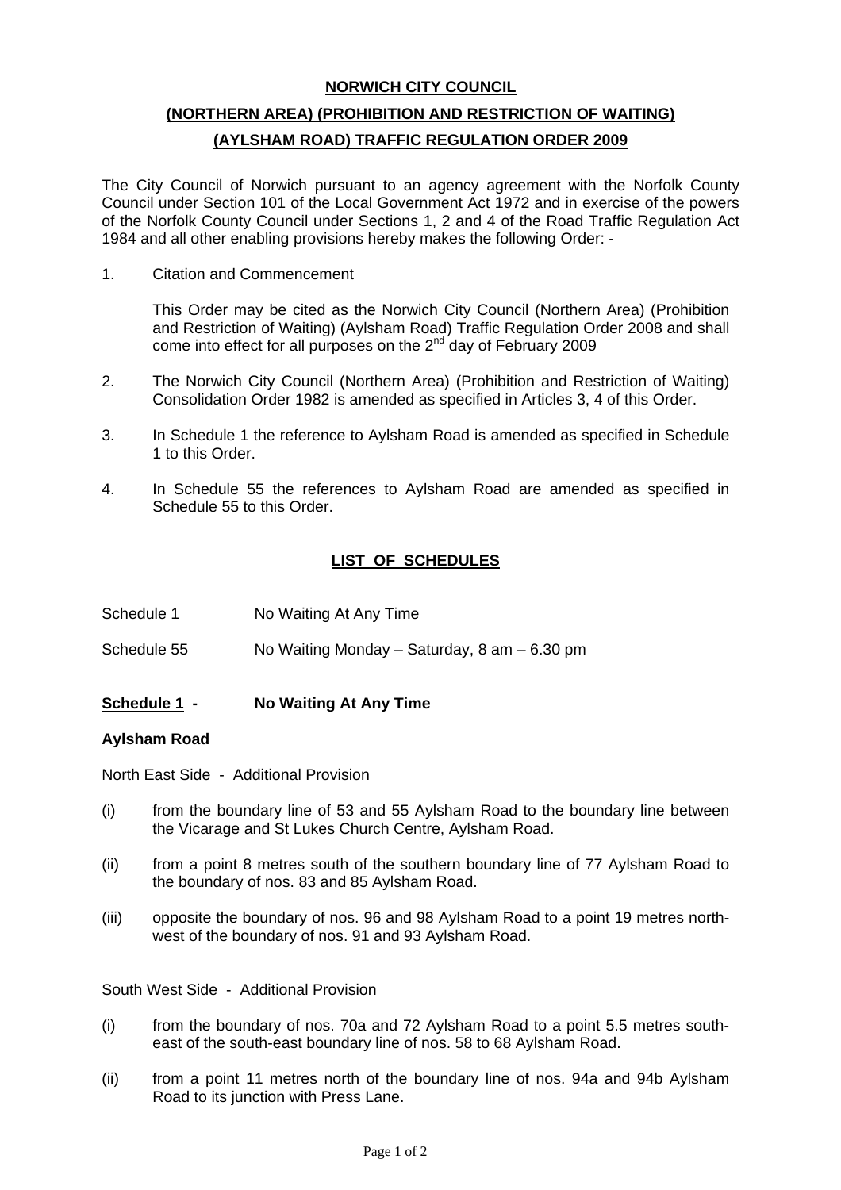# NORWICH CITY COUNCIL

## (NORTHERN AREA) (PROHIBITION AND RESTRICTION OF WAITING)

## (AYLSHAM ROAD) TRAFFIC REGULATION ORDER 2009

The City Council of Norwich pursuant to an agency agreement with the Norfolk County Council under Section 101 of the Local Government Act 1972 and in exercise of the powers of the Norfolk County Council under Sections 1, 2 and 4 of the Road Traffic Regulation Act 1984 and all other enabling provisions hereby makes the following Order: -

1. Citation and Commencement

   This Order may be cited as the Norwich City Council (Northern Area) (Prohibition and Restriction of Waiting) (Aylsham Road) Traffic Regulation Order 2008 and shall come into effect for all purposes on the 2nd day of February 2009

2. The Norwich City Council (Northern Area) (Prohibition and Restriction of Waiting) Consolidation Order 1982 is amended as specified in Articles 3, 4 of this Order.

3. In Schedule 1 the reference to Aylsham Road is amended as specified in Schedule 1 to this Order.

4. In Schedule 55 the references to Aylsham Road are amended as specified in Schedule 55 to this Order.

## LIST OF SCHEDULES

Schedule 1 — No Waiting At Any Time

Schedule 55 — No Waiting Monday – Saturday, 8 am – 6.30 pm

## Schedule 1 - No Waiting At Any Time

**Aylsham Road**

North East Side - Additional Provision

(i) from the boundary line of 53 and 55 Aylsham Road to the boundary line between the Vicarage and St Lukes Church Centre, Aylsham Road.

(ii) from a point 8 metres south of the southern boundary line of 77 Aylsham Road to the boundary of nos. 83 and 85 Aylsham Road.

(iii) opposite the boundary of nos. 96 and 98 Aylsham Road to a point 19 metres north-west of the boundary of nos. 91 and 93 Aylsham Road.

South West Side - Additional Provision

(i) from the boundary of nos. 70a and 72 Aylsham Road to a point 5.5 metres south-east of the south-east boundary line of nos. 58 to 68 Aylsham Road.

(ii) from a point 11 metres north of the boundary line of nos. 94a and 94b Aylsham Road to its junction with Press Lane.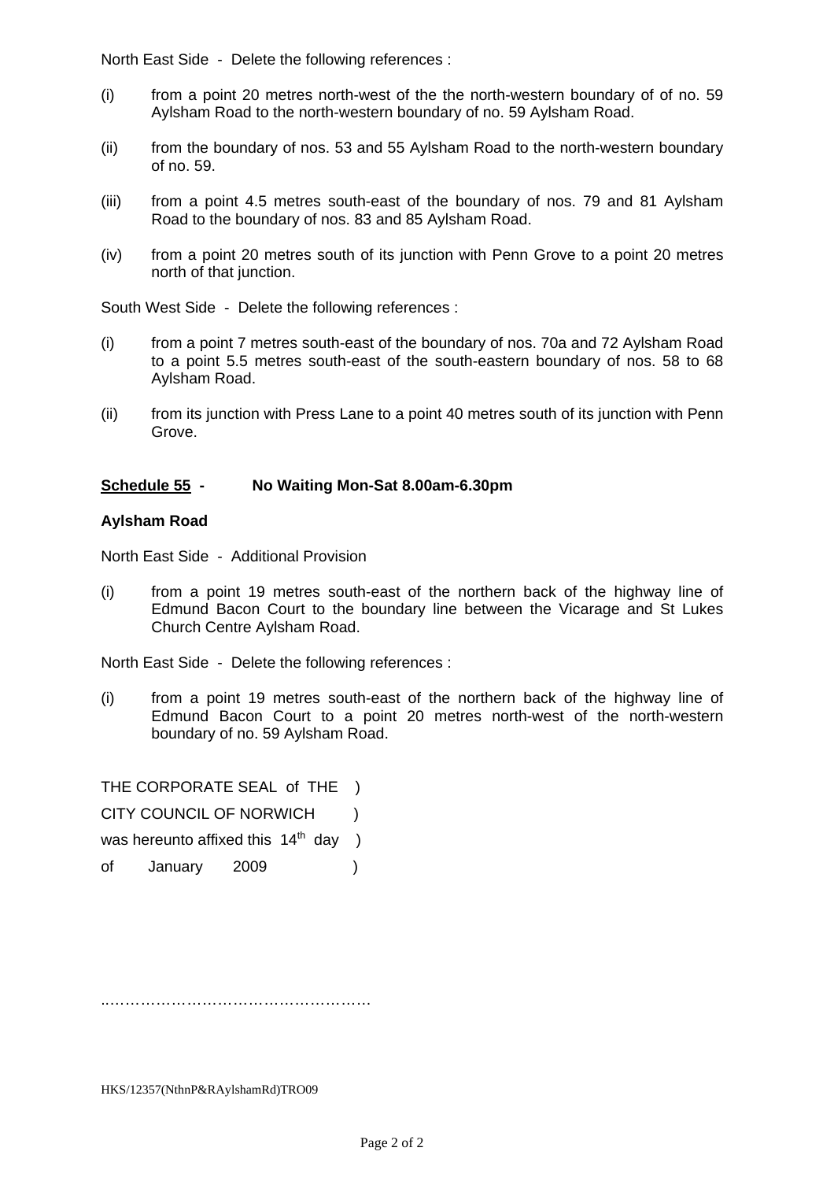North East Side - Delete the following references :

(i) from a point 20 metres north-west of the the north-western boundary of of no. 59 Aylsham Road to the north-western boundary of no. 59 Aylsham Road.

(ii) from the boundary of nos. 53 and 55 Aylsham Road to the north-western boundary of no. 59.

(iii) from a point 4.5 metres south-east of the boundary of nos. 79 and 81 Aylsham Road to the boundary of nos. 83 and 85 Aylsham Road.

(iv) from a point 20 metres south of its junction with Penn Grove to a point 20 metres north of that junction.

South West Side - Delete the following references :

(i) from a point 7 metres south-east of the boundary of nos. 70a and 72 Aylsham Road to a point 5.5 metres south-east of the south-eastern boundary of nos. 58 to 68 Aylsham Road.

(ii) from its junction with Press Lane to a point 40 metres south of its junction with Penn Grove.

**<u>Schedule 55</u> - No Waiting Mon-Sat 8.00am-6.30pm**

**Aylsham Road**

North East Side - Additional Provision

(i) from a point 19 metres south-east of the northern back of the highway line of Edmund Bacon Court to the boundary line between the Vicarage and St Lukes Church Centre Aylsham Road.

North East Side - Delete the following references :

(i) from a point 19 metres south-east of the northern back of the highway line of Edmund Bacon Court to a point 20 metres north-west of the north-western boundary of no. 59 Aylsham Road.

THE CORPORATE SEAL of THE )
CITY COUNCIL OF NORWICH )
was hereunto affixed this 14th day )
of January 2009 )

……………………………………………

HKS/12357(NthnP&RAylshamRd)TRO09